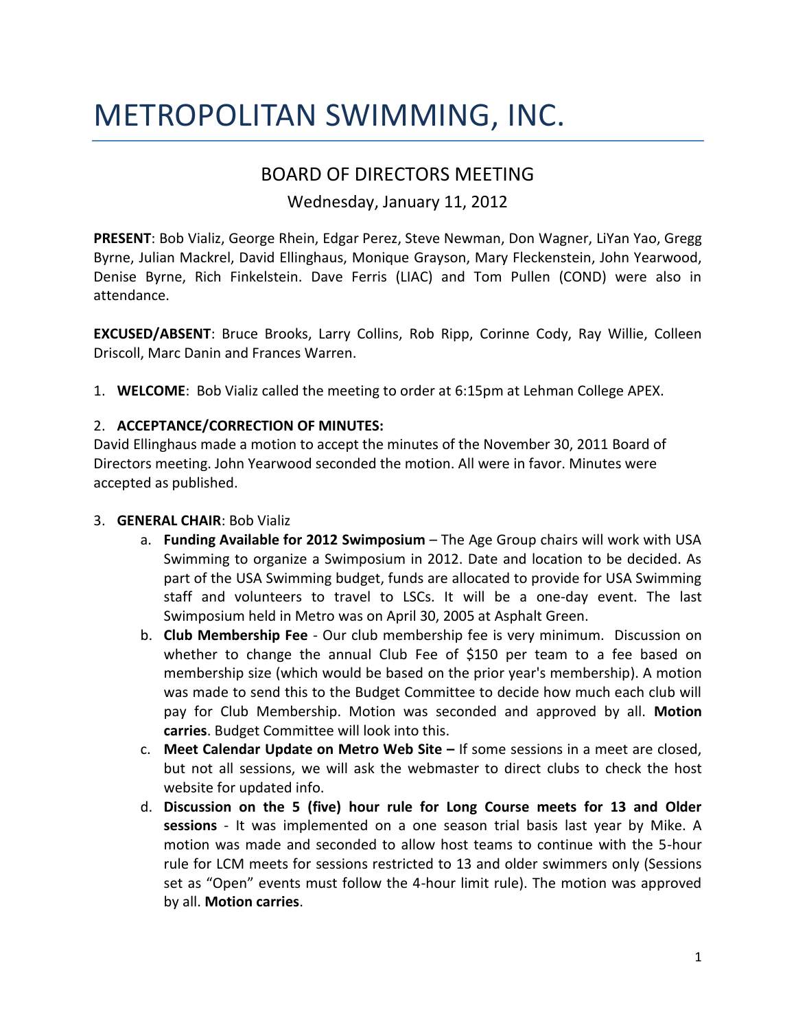# METROPOLITAN SWIMMING, INC.

## BOARD OF DIRECTORS MEETING

Wednesday, January 11, 2012

**PRESENT**: Bob Vializ, George Rhein, Edgar Perez, Steve Newman, Don Wagner, LiYan Yao, Gregg Byrne, Julian Mackrel, David Ellinghaus, Monique Grayson, Mary Fleckenstein, John Yearwood, Denise Byrne, Rich Finkelstein. Dave Ferris (LIAC) and Tom Pullen (COND) were also in attendance.

**EXCUSED/ABSENT**: Bruce Brooks, Larry Collins, Rob Ripp, Corinne Cody, Ray Willie, Colleen Driscoll, Marc Danin and Frances Warren.

1. **WELCOME**: Bob Vializ called the meeting to order at 6:15pm at Lehman College APEX.

2. **ACCEPTANCE/CORRECTION OF MINUTES:**
David Ellinghaus made a motion to accept the minutes of the November 30, 2011 Board of Directors meeting. John Yearwood seconded the motion. All were in favor. Minutes were accepted as published.

3. **GENERAL CHAIR**: Bob Vializ
   a. **Funding Available for 2012 Swimposium** – The Age Group chairs will work with USA Swimming to organize a Swimposium in 2012. Date and location to be decided. As part of the USA Swimming budget, funds are allocated to provide for USA Swimming staff and volunteers to travel to LSCs. It will be a one-day event. The last Swimposium held in Metro was on April 30, 2005 at Asphalt Green.
   b. **Club Membership Fee** - Our club membership fee is very minimum. Discussion on whether to change the annual Club Fee of $150 per team to a fee based on membership size (which would be based on the prior year's membership). A motion was made to send this to the Budget Committee to decide how much each club will pay for Club Membership. Motion was seconded and approved by all. **Motion carries**. Budget Committee will look into this.
   c. **Meet Calendar Update on Metro Web Site –** If some sessions in a meet are closed, but not all sessions, we will ask the webmaster to direct clubs to check the host website for updated info.
   d. **Discussion on the 5 (five) hour rule for Long Course meets for 13 and Older sessions** - It was implemented on a one season trial basis last year by Mike. A motion was made and seconded to allow host teams to continue with the 5-hour rule for LCM meets for sessions restricted to 13 and older swimmers only (Sessions set as "Open" events must follow the 4-hour limit rule). The motion was approved by all. **Motion carries**.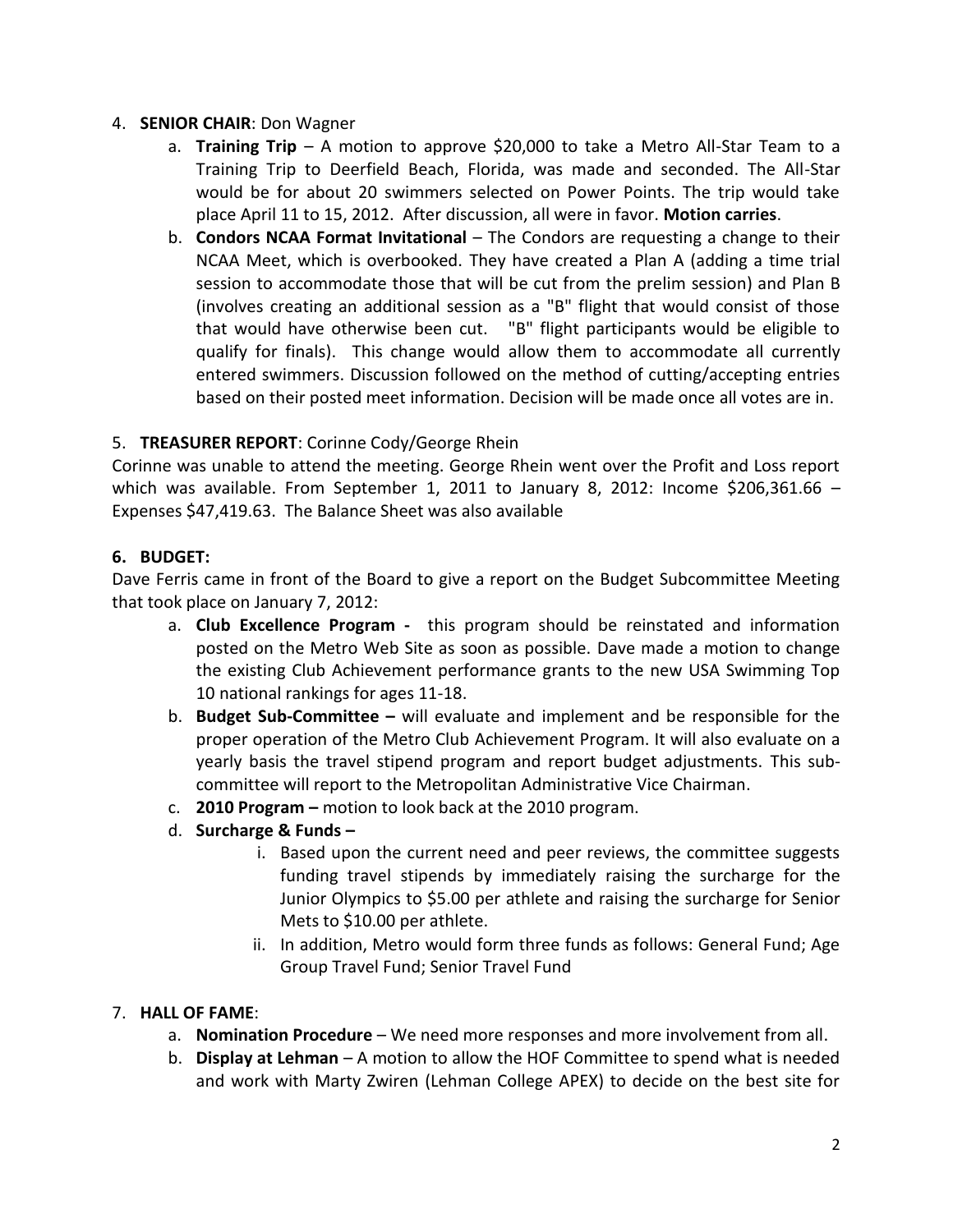4. **SENIOR CHAIR**: Don Wagner
    a. **Training Trip** – A motion to approve $20,000 to take a Metro All-Star Team to a Training Trip to Deerfield Beach, Florida, was made and seconded. The All-Star would be for about 20 swimmers selected on Power Points. The trip would take place April 11 to 15, 2012. After discussion, all were in favor. **Motion carries**.
    b. **Condors NCAA Format Invitational** – The Condors are requesting a change to their NCAA Meet, which is overbooked. They have created a Plan A (adding a time trial session to accommodate those that will be cut from the prelim session) and Plan B (involves creating an additional session as a "B" flight that would consist of those that would have otherwise been cut. "B" flight participants would be eligible to qualify for finals). This change would allow them to accommodate all currently entered swimmers. Discussion followed on the method of cutting/accepting entries based on their posted meet information. Decision will be made once all votes are in.

5. **TREASURER REPORT**: Corinne Cody/George Rhein

Corinne was unable to attend the meeting. George Rhein went over the Profit and Loss report which was available. From September 1, 2011 to January 8, 2012: Income $206,361.66 – Expenses $47,419.63. The Balance Sheet was also available

**6. BUDGET:**

Dave Ferris came in front of the Board to give a report on the Budget Subcommittee Meeting that took place on January 7, 2012:

   a. **Club Excellence Program -** this program should be reinstated and information posted on the Metro Web Site as soon as possible. Dave made a motion to change the existing Club Achievement performance grants to the new USA Swimming Top 10 national rankings for ages 11-18.
   b. **Budget Sub-Committee –** will evaluate and implement and be responsible for the proper operation of the Metro Club Achievement Program. It will also evaluate on a yearly basis the travel stipend program and report budget adjustments. This sub-committee will report to the Metropolitan Administrative Vice Chairman.
   c. **2010 Program –** motion to look back at the 2010 program.
   d. **Surcharge & Funds –**
      i. Based upon the current need and peer reviews, the committee suggests funding travel stipends by immediately raising the surcharge for the Junior Olympics to $5.00 per athlete and raising the surcharge for Senior Mets to $10.00 per athlete.
      ii. In addition, Metro would form three funds as follows: General Fund; Age Group Travel Fund; Senior Travel Fund

7. **HALL OF FAME**:
    a. **Nomination Procedure** – We need more responses and more involvement from all.
    b. **Display at Lehman** – A motion to allow the HOF Committee to spend what is needed and work with Marty Zwiren (Lehman College APEX) to decide on the best site for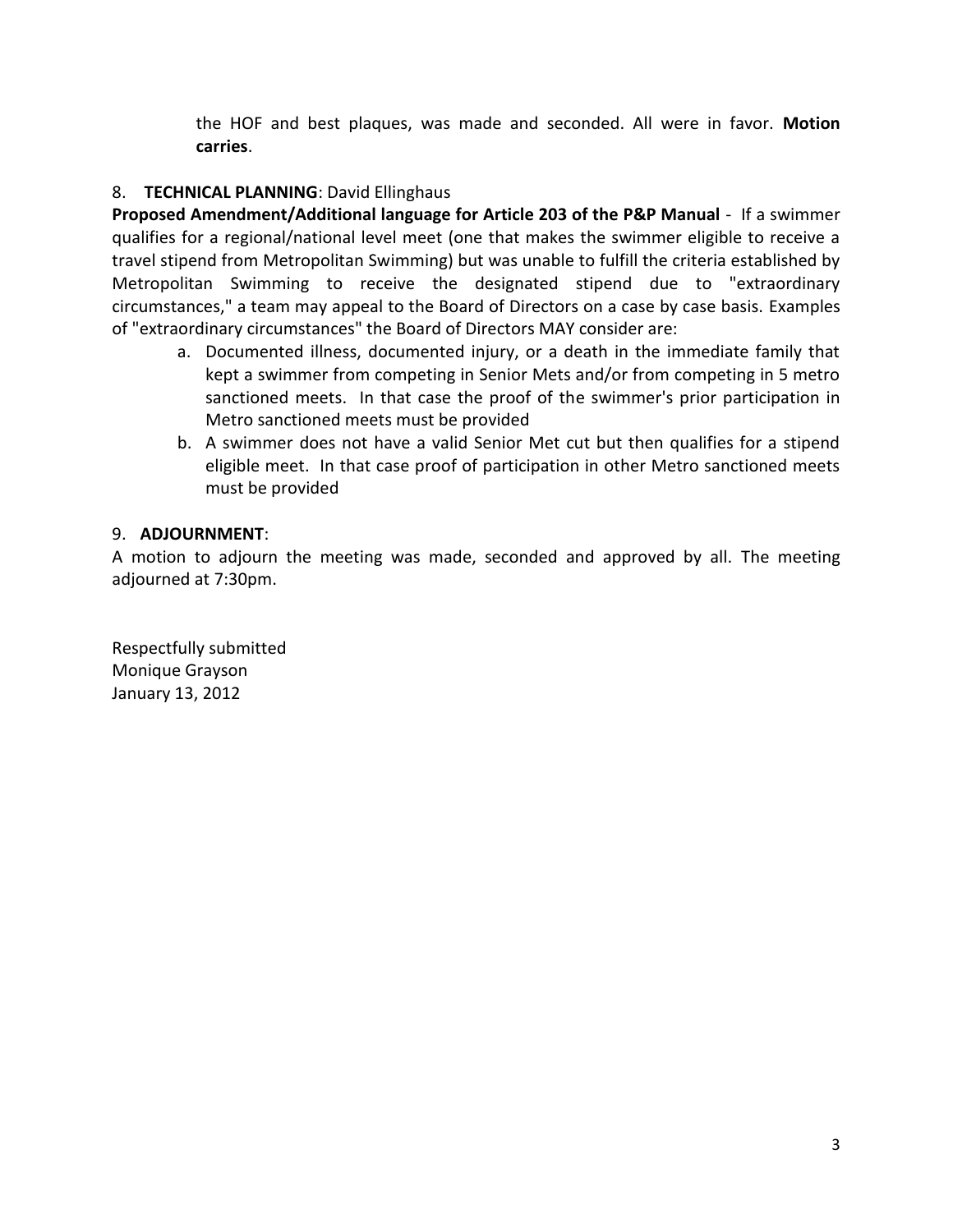the HOF and best plaques, was made and seconded. All were in favor. **Motion carries**.

8. **TECHNICAL PLANNING**: David Ellinghaus

**Proposed Amendment/Additional language for Article 203 of the P&P Manual** - If a swimmer qualifies for a regional/national level meet (one that makes the swimmer eligible to receive a travel stipend from Metropolitan Swimming) but was unable to fulfill the criteria established by Metropolitan Swimming to receive the designated stipend due to "extraordinary circumstances," a team may appeal to the Board of Directors on a case by case basis. Examples of "extraordinary circumstances" the Board of Directors MAY consider are:

a. Documented illness, documented injury, or a death in the immediate family that kept a swimmer from competing in Senior Mets and/or from competing in 5 metro sanctioned meets. In that case the proof of the swimmer's prior participation in Metro sanctioned meets must be provided
b. A swimmer does not have a valid Senior Met cut but then qualifies for a stipend eligible meet. In that case proof of participation in other Metro sanctioned meets must be provided

9. **ADJOURNMENT**:

A motion to adjourn the meeting was made, seconded and approved by all. The meeting adjourned at 7:30pm.

Respectfully submitted
Monique Grayson
January 13, 2012